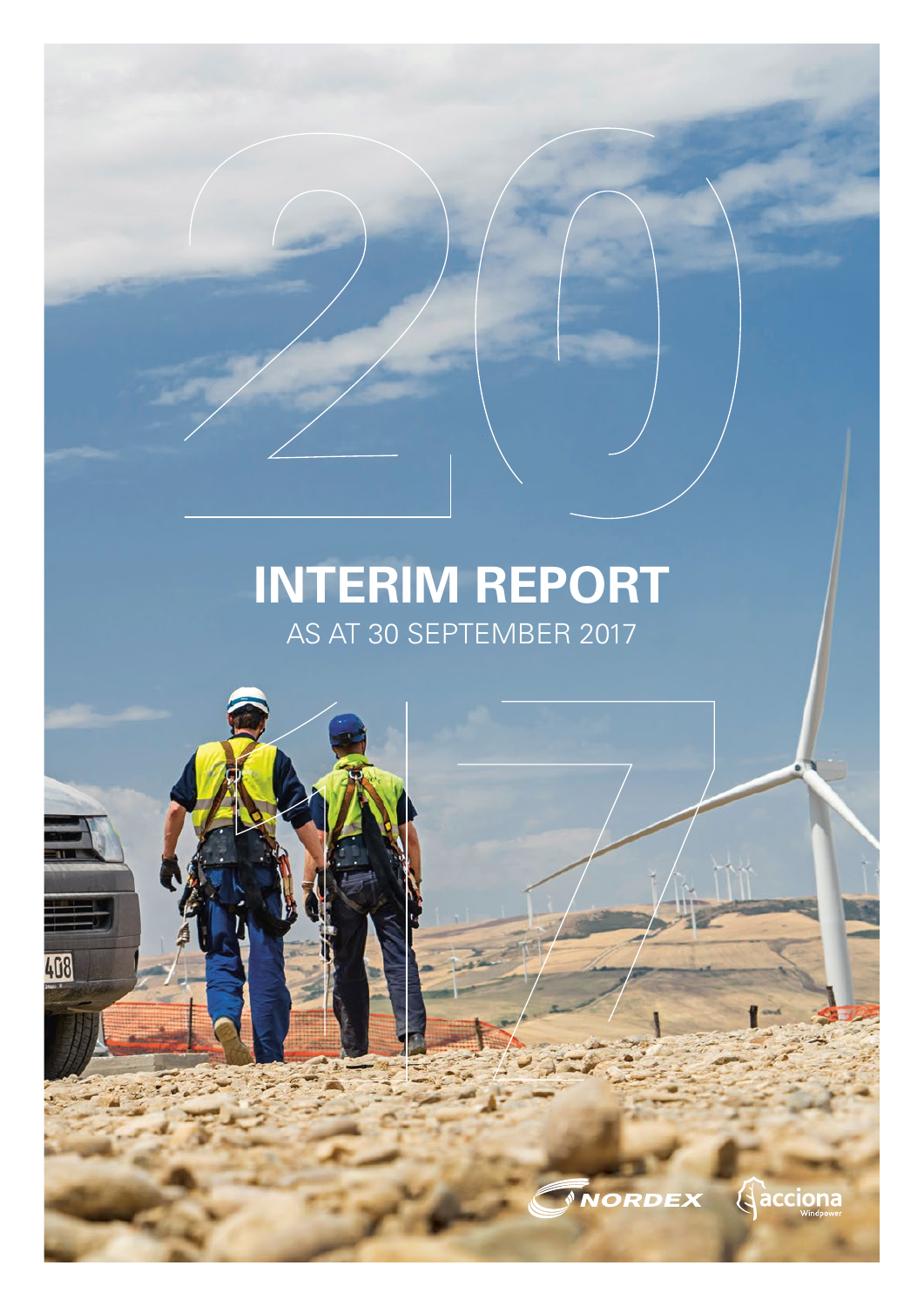# INTERIM REPORT

AS AT 30 SEPTEMBER 2017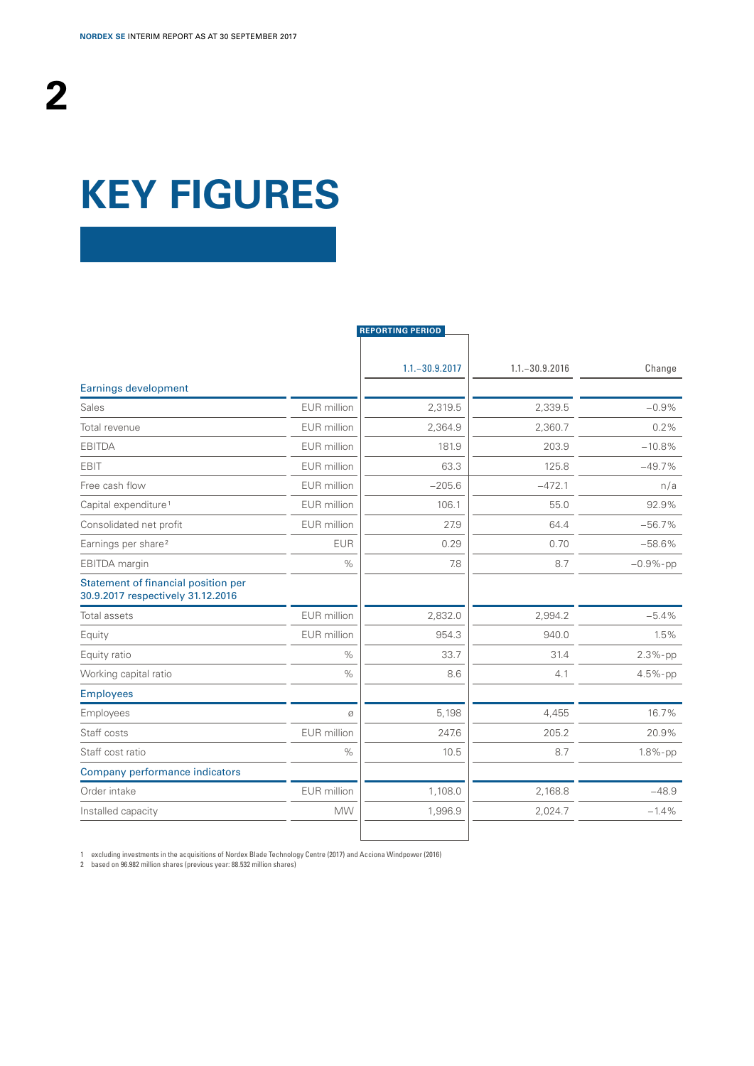# KEY FIGURES

| | | REPORTING PERIOD 1.1.–30.9.2017 | 1.1.–30.9.2016 | Change |
|---|---|---|---|---|
| **Earnings development** | | | | |
| Sales | EUR million | 2,319.5 | 2,339.5 | −0.9% |
| Total revenue | EUR million | 2,364.9 | 2,360.7 | 0.2% |
| EBITDA | EUR million | 181.9 | 203.9 | −10.8% |
| EBIT | EUR million | 63.3 | 125.8 | −49.7% |
| Free cash flow | EUR million | −205.6 | −472.1 | n/a |
| Capital expenditure[1] | EUR million | 106.1 | 55.0 | 92.9% |
| Consolidated net profit | EUR million | 27.9 | 64.4 | −56.7% |
| Earnings per share[2] | EUR | 0.29 | 0.70 | −58.6% |
| EBITDA margin | % | 7.8 | 8.7 | −0.9%-pp |
| **Statement of financial position per 30.9.2017 respectively 31.12.2016** | | | | |
| Total assets | EUR million | 2,832.0 | 2,994.2 | −5.4% |
| Equity | EUR million | 954.3 | 940.0 | 1.5% |
| Equity ratio | % | 33.7 | 31.4 | 2.3%-pp |
| Working capital ratio | % | 8.6 | 4.1 | 4.5%-pp |
| **Employees** | | | | |
| Employees | ø | 5,198 | 4,455 | 16.7% |
| Staff costs | EUR million | 247.6 | 205.2 | 20.9% |
| Staff cost ratio | % | 10.5 | 8.7 | 1.8%-pp |
| **Company performance indicators** | | | | |
| Order intake | EUR million | 1,108.0 | 2,168.8 | −48.9 |
| Installed capacity | MW | 1,996.9 | 2,024.7 | −1.4% |

1 excluding investments in the acquisitions of Nordex Blade Technology Centre (2017) and Acciona Windpower (2016)
2 based on 96.982 million shares (previous year: 88.532 million shares)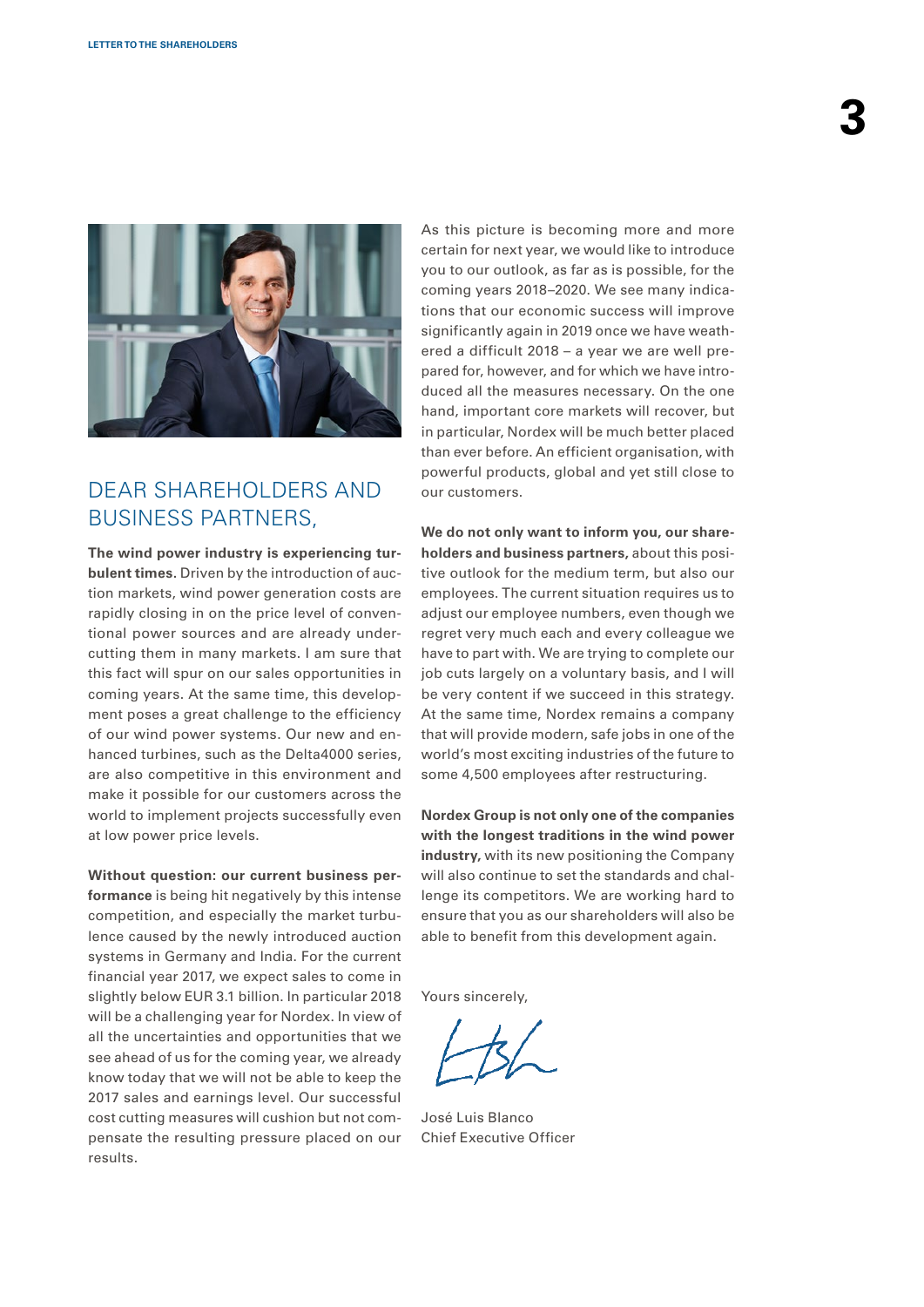## DEAR SHAREHOLDERS AND BUSINESS PARTNERS,

**The wind power industry is experiencing turbulent times.** Driven by the introduction of auction markets, wind power generation costs are rapidly closing in on the price level of conventional power sources and are already undercutting them in many markets. I am sure that this fact will spur on our sales opportunities in coming years. At the same time, this development poses a great challenge to the efficiency of our wind power systems. Our new and enhanced turbines, such as the Delta4000 series, are also competitive in this environment and make it possible for our customers across the world to implement projects successfully even at low power price levels.

**Without question: our current business performance** is being hit negatively by this intense competition, and especially the market turbulence caused by the newly introduced auction systems in Germany and India. For the current financial year 2017, we expect sales to come in slightly below EUR 3.1 billion. In particular 2018 will be a challenging year for Nordex. In view of all the uncertainties and opportunities that we see ahead of us for the coming year, we already know today that we will not be able to keep the 2017 sales and earnings level. Our successful cost cutting measures will cushion but not compensate the resulting pressure placed on our results.

As this picture is becoming more and more certain for next year, we would like to introduce you to our outlook, as far as is possible, for the coming years 2018–2020. We see many indications that our economic success will improve significantly again in 2019 once we have weathered a difficult 2018 – a year we are well prepared for, however, and for which we have introduced all the measures necessary. On the one hand, important core markets will recover, but in particular, Nordex will be much better placed than ever before. An efficient organisation, with powerful products, global and yet still close to our customers.

**We do not only want to inform you, our shareholders and business partners,** about this positive outlook for the medium term, but also our employees. The current situation requires us to adjust our employee numbers, even though we regret very much each and every colleague we have to part with. We are trying to complete our job cuts largely on a voluntary basis, and I will be very content if we succeed in this strategy. At the same time, Nordex remains a company that will provide modern, safe jobs in one of the world's most exciting industries of the future to some 4,500 employees after restructuring.

**Nordex Group is not only one of the companies with the longest traditions in the wind power industry,** with its new positioning the Company will also continue to set the standards and challenge its competitors. We are working hard to ensure that you as our shareholders will also be able to benefit from this development again.

Yours sincerely,

José Luis Blanco
Chief Executive Officer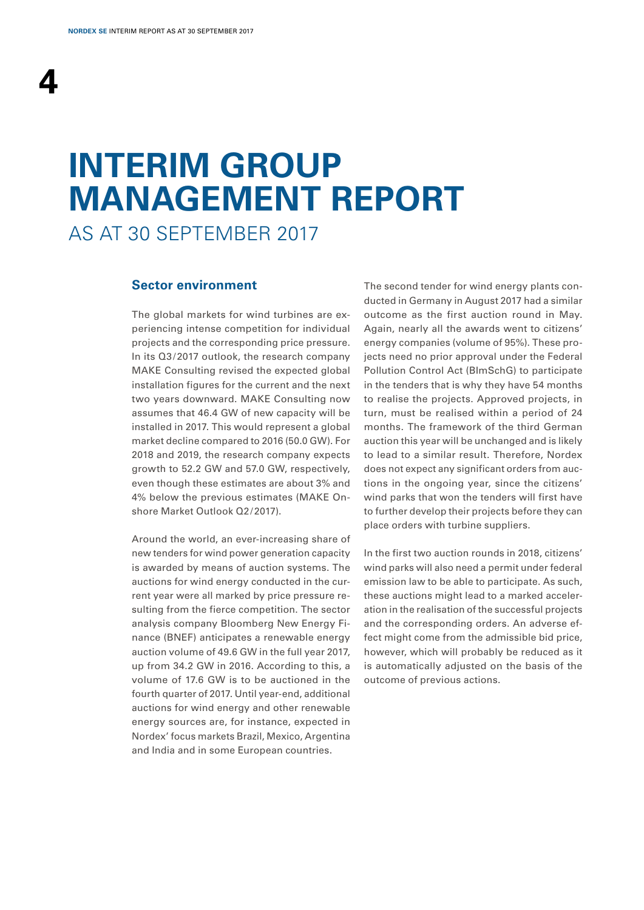# INTERIM GROUP MANAGEMENT REPORT

AS AT 30 SEPTEMBER 2017

## Sector environment

The global markets for wind turbines are experiencing intense competition for individual projects and the corresponding price pressure. In its Q3/2017 outlook, the research company MAKE Consulting revised the expected global installation figures for the current and the next two years downward. MAKE Consulting now assumes that 46.4 GW of new capacity will be installed in 2017. This would represent a global market decline compared to 2016 (50.0 GW). For 2018 and 2019, the research company expects growth to 52.2 GW and 57.0 GW, respectively, even though these estimates are about 3% and 4% below the previous estimates (MAKE Onshore Market Outlook Q2/2017).

Around the world, an ever-increasing share of new tenders for wind power generation capacity is awarded by means of auction systems. The auctions for wind energy conducted in the current year were all marked by price pressure resulting from the fierce competition. The sector analysis company Bloomberg New Energy Finance (BNEF) anticipates a renewable energy auction volume of 49.6 GW in the full year 2017, up from 34.2 GW in 2016. According to this, a volume of 17.6 GW is to be auctioned in the fourth quarter of 2017. Until year-end, additional auctions for wind energy and other renewable energy sources are, for instance, expected in Nordex' focus markets Brazil, Mexico, Argentina and India and in some European countries.

The second tender for wind energy plants conducted in Germany in August 2017 had a similar outcome as the first auction round in May. Again, nearly all the awards went to citizens' energy companies (volume of 95%). These projects need no prior approval under the Federal Pollution Control Act (BImSchG) to participate in the tenders that is why they have 54 months to realise the projects. Approved projects, in turn, must be realised within a period of 24 months. The framework of the third German auction this year will be unchanged and is likely to lead to a similar result. Therefore, Nordex does not expect any significant orders from auctions in the ongoing year, since the citizens' wind parks that won the tenders will first have to further develop their projects before they can place orders with turbine suppliers.

In the first two auction rounds in 2018, citizens' wind parks will also need a permit under federal emission law to be able to participate. As such, these auctions might lead to a marked acceleration in the realisation of the successful projects and the corresponding orders. An adverse effect might come from the admissible bid price, however, which will probably be reduced as it is automatically adjusted on the basis of the outcome of previous actions.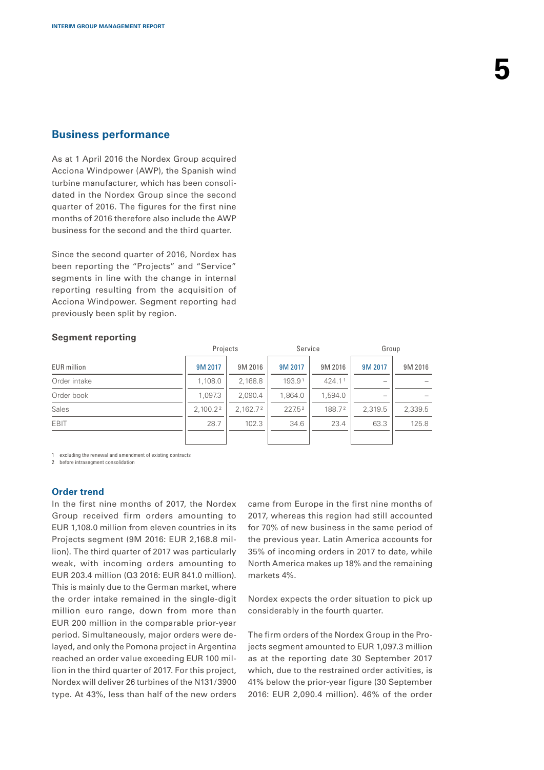## Business performance

As at 1 April 2016 the Nordex Group acquired Acciona Windpower (AWP), the Spanish wind turbine manufacturer, which has been consolidated in the Nordex Group since the second quarter of 2016. The figures for the first nine months of 2016 therefore also include the AWP business for the second and the third quarter.

Since the second quarter of 2016, Nordex has been reporting the "Projects" and "Service" segments in line with the change in internal reporting resulting from the acquisition of Acciona Windpower. Segment reporting had previously been split by region.

### Segment reporting

| | Projects | | Service | | Group | |
|---|---|---|---|---|---|---|
| EUR million | 9M 2017 | 9M 2016 | 9M 2017 | 9M 2016 | 9M 2017 | 9M 2016 |
| Order intake | 1,108.0 | 2,168.8 | 193.9 [1] | 424.1 [1] | – | – |
| Order book | 1,097.3 | 2,090.4 | 1,864.0 | 1,594.0 | – | – |
| Sales | 2,100.2 [2] | 2,162.7 [2] | 227.5 [2] | 188.7 [2] | 2,319.5 | 2,339.5 |
| EBIT | 28.7 | 102.3 | 34.6 | 23.4 | 63.3 | 125.8 |

1 excluding the renewal and amendment of existing contracts
2 before intrasegment consolidation

### Order trend

In the first nine months of 2017, the Nordex Group received firm orders amounting to EUR 1,108.0 million from eleven countries in its Projects segment (9M 2016: EUR 2,168.8 million). The third quarter of 2017 was particularly weak, with incoming orders amounting to EUR 203.4 million (Q3 2016: EUR 841.0 million). This is mainly due to the German market, where the order intake remained in the single-digit million euro range, down from more than EUR 200 million in the comparable prior-year period. Simultaneously, major orders were delayed, and only the Pomona project in Argentina reached an order value exceeding EUR 100 million in the third quarter of 2017. For this project, Nordex will deliver 26 turbines of the N131/3900 type. At 43%, less than half of the new orders came from Europe in the first nine months of 2017, whereas this region had still accounted for 70% of new business in the same period of the previous year. Latin America accounts for 35% of incoming orders in 2017 to date, while North America makes up 18% and the remaining markets 4%.

Nordex expects the order situation to pick up considerably in the fourth quarter.

The firm orders of the Nordex Group in the Projects segment amounted to EUR 1,097.3 million as at the reporting date 30 September 2017 which, due to the restrained order activities, is 41% below the prior-year figure (30 September 2016: EUR 2,090.4 million). 46% of the order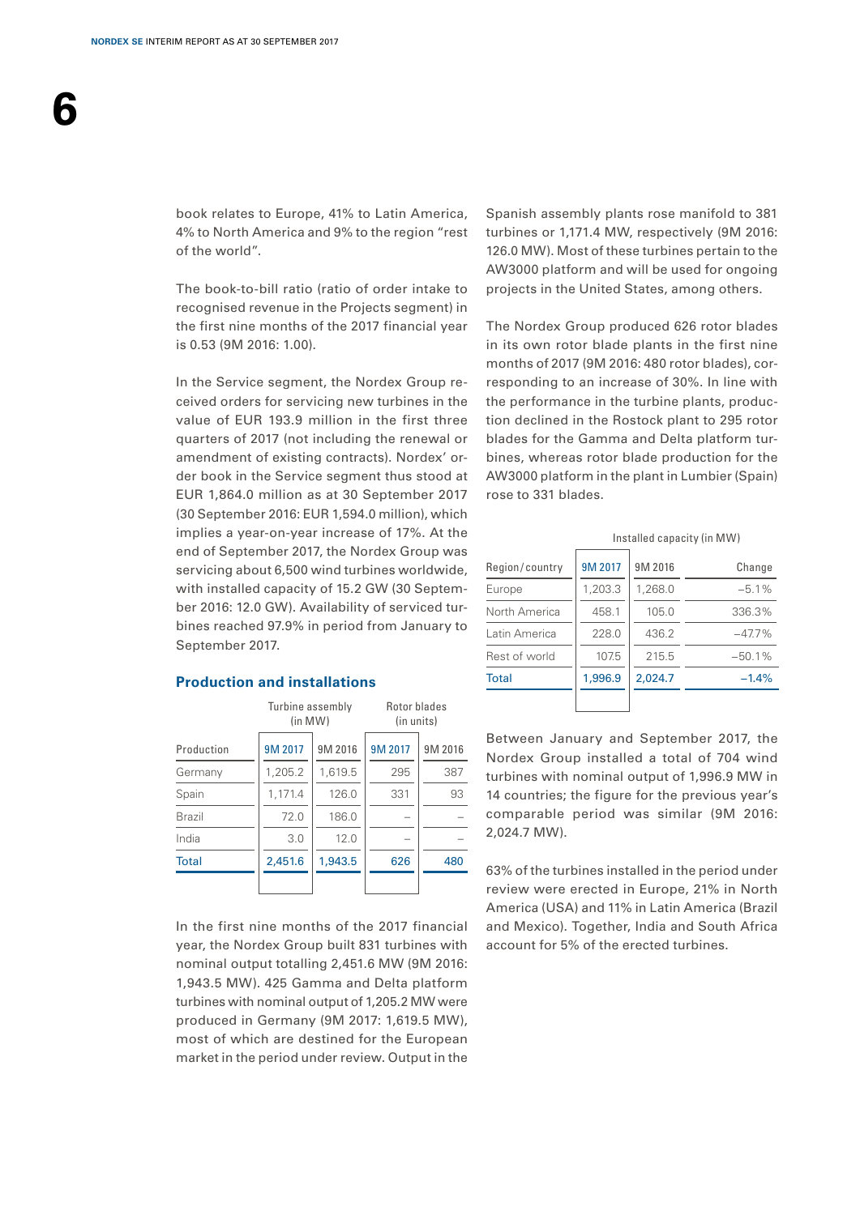book relates to Europe, 41% to Latin America, 4% to North America and 9% to the region "rest of the world".

The book-to-bill ratio (ratio of order intake to recognised revenue in the Projects segment) in the first nine months of the 2017 financial year is 0.53 (9M 2016: 1.00).

In the Service segment, the Nordex Group received orders for servicing new turbines in the value of EUR 193.9 million in the first three quarters of 2017 (not including the renewal or amendment of existing contracts). Nordex' order book in the Service segment thus stood at EUR 1,864.0 million as at 30 September 2017 (30 September 2016: EUR 1,594.0 million), which implies a year-on-year increase of 17%. At the end of September 2017, the Nordex Group was servicing about 6,500 wind turbines worldwide, with installed capacity of 15.2 GW (30 September 2016: 12.0 GW). Availability of serviced turbines reached 97.9% in period from January to September 2017.

## Production and installations

| | Turbine assembly (in MW) | | Rotor blades (in units) | |
|---|---|---|---|---|
| Production | 9M 2017 | 9M 2016 | 9M 2017 | 9M 2016 |
| Germany | 1,205.2 | 1,619.5 | 295 | 387 |
| Spain | 1,171.4 | 126.0 | 331 | 93 |
| Brazil | 72.0 | 186.0 | – | – |
| India | 3.0 | 12.0 | – | – |
| Total | 2,451.6 | 1,943.5 | 626 | 480 |

In the first nine months of the 2017 financial year, the Nordex Group built 831 turbines with nominal output totalling 2,451.6 MW (9M 2016: 1,943.5 MW). 425 Gamma and Delta platform turbines with nominal output of 1,205.2 MW were produced in Germany (9M 2017: 1,619.5 MW), most of which are destined for the European market in the period under review. Output in the Spanish assembly plants rose manifold to 381 turbines or 1,171.4 MW, respectively (9M 2016: 126.0 MW). Most of these turbines pertain to the AW3000 platform and will be used for ongoing projects in the United States, among others.

The Nordex Group produced 626 rotor blades in its own rotor blade plants in the first nine months of 2017 (9M 2016: 480 rotor blades), corresponding to an increase of 30%. In line with the performance in the turbine plants, production declined in the Rostock plant to 295 rotor blades for the Gamma and Delta platform turbines, whereas rotor blade production for the AW3000 platform in the plant in Lumbier (Spain) rose to 331 blades.

| | Installed capacity (in MW) | | |
|---|---|---|---|
| Region/country | 9M 2017 | 9M 2016 | Change |
| Europe | 1,203.3 | 1,268.0 | –5.1% |
| North America | 458.1 | 105.0 | 336.3% |
| Latin America | 228.0 | 436.2 | –47.7% |
| Rest of world | 107.5 | 215.5 | –50.1% |
| Total | 1,996.9 | 2,024.7 | –1.4% |

Between January and September 2017, the Nordex Group installed a total of 704 wind turbines with nominal output of 1,996.9 MW in 14 countries; the figure for the previous year's comparable period was similar (9M 2016: 2,024.7 MW).

63% of the turbines installed in the period under review were erected in Europe, 21% in North America (USA) and 11% in Latin America (Brazil and Mexico). Together, India and South Africa account for 5% of the erected turbines.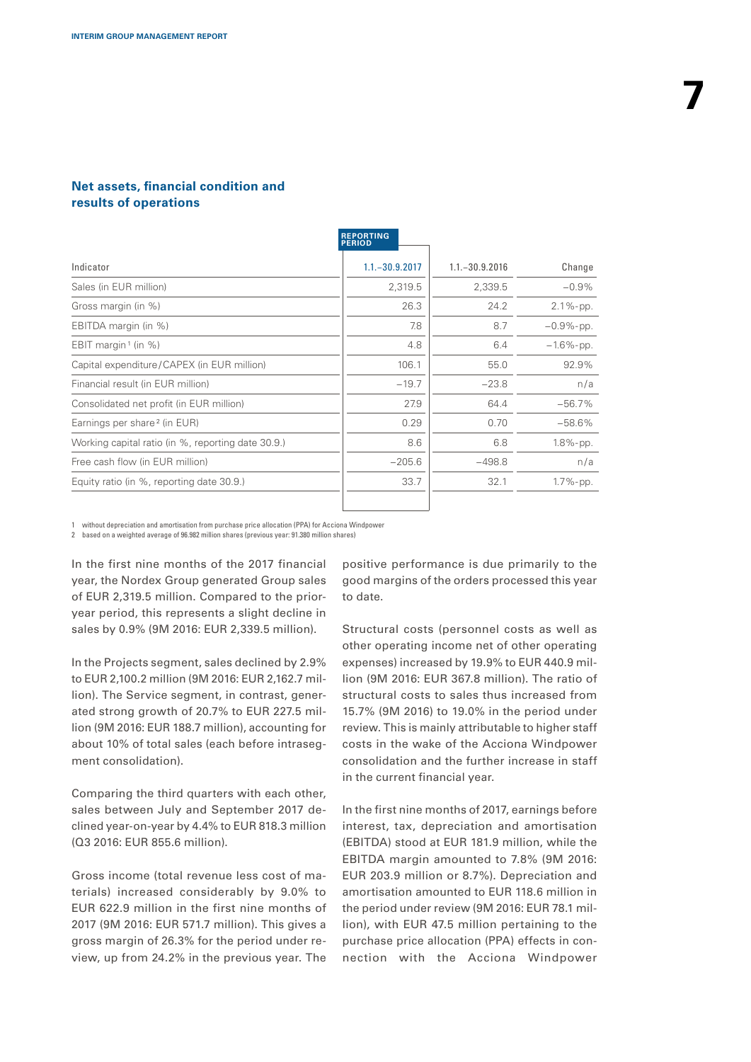## Net assets, financial condition and results of operations

| Indicator | REPORTING PERIOD 1.1.–30.9.2017 | 1.1.–30.9.2016 | Change |
|---|---|---|---|
| Sales (in EUR million) | 2,319.5 | 2,339.5 | –0.9% |
| Gross margin (in %) | 26.3 | 24.2 | 2.1%-pp. |
| EBITDA margin (in %) | 7.8 | 8.7 | –0.9%-pp. |
| EBIT margin [1] (in %) | 4.8 | 6.4 | –1.6%-pp. |
| Capital expenditure/CAPEX (in EUR million) | 106.1 | 55.0 | 92.9% |
| Financial result (in EUR million) | –19.7 | –23.8 | n/a |
| Consolidated net profit (in EUR million) | 27.9 | 64.4 | –56.7% |
| Earnings per share [2] (in EUR) | 0.29 | 0.70 | –58.6% |
| Working capital ratio (in %, reporting date 30.9.) | 8.6 | 6.8 | 1.8%-pp. |
| Free cash flow (in EUR million) | –205.6 | –498.8 | n/a |
| Equity ratio (in %, reporting date 30.9.) | 33.7 | 32.1 | 1.7%-pp. |

1 without depreciation and amortisation from purchase price allocation (PPA) for Acciona Windpower
2 based on a weighted average of 96.982 million shares (previous year: 91.380 million shares)

In the first nine months of the 2017 financial year, the Nordex Group generated Group sales of EUR 2,319.5 million. Compared to the prior-year period, this represents a slight decline in sales by 0.9% (9M 2016: EUR 2,339.5 million).

In the Projects segment, sales declined by 2.9% to EUR 2,100.2 million (9M 2016: EUR 2,162.7 million). The Service segment, in contrast, generated strong growth of 20.7% to EUR 227.5 million (9M 2016: EUR 188.7 million), accounting for about 10% of total sales (each before intrasegment consolidation).

Comparing the third quarters with each other, sales between July and September 2017 declined year-on-year by 4.4% to EUR 818.3 million (Q3 2016: EUR 855.6 million).

Gross income (total revenue less cost of materials) increased considerably by 9.0% to EUR 622.9 million in the first nine months of 2017 (9M 2016: EUR 571.7 million). This gives a gross margin of 26.3% for the period under review, up from 24.2% in the previous year. The positive performance is due primarily to the good margins of the orders processed this year to date.

Structural costs (personnel costs as well as other operating income net of other operating expenses) increased by 19.9% to EUR 440.9 million (9M 2016: EUR 367.8 million). The ratio of structural costs to sales thus increased from 15.7% (9M 2016) to 19.0% in the period under review. This is mainly attributable to higher staff costs in the wake of the Acciona Windpower consolidation and the further increase in staff in the current financial year.

In the first nine months of 2017, earnings before interest, tax, depreciation and amortisation (EBITDA) stood at EUR 181.9 million, while the EBITDA margin amounted to 7.8% (9M 2016: EUR 203.9 million or 8.7%). Depreciation and amortisation amounted to EUR 118.6 million in the period under review (9M 2016: EUR 78.1 million), with EUR 47.5 million pertaining to the purchase price allocation (PPA) effects in connection with the Acciona Windpower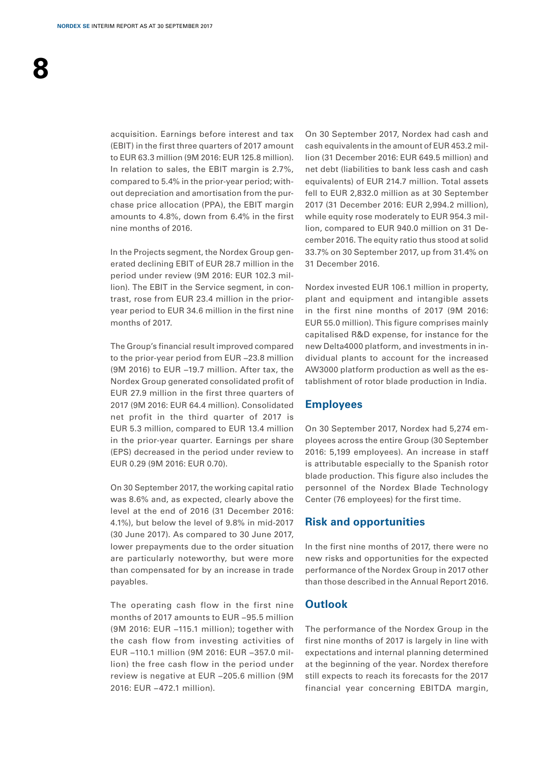acquisition. Earnings before interest and tax (EBIT) in the first three quarters of 2017 amount to EUR 63.3 million (9M 2016: EUR 125.8 million). In relation to sales, the EBIT margin is 2.7%, compared to 5.4% in the prior-year period; without depreciation and amortisation from the purchase price allocation (PPA), the EBIT margin amounts to 4.8%, down from 6.4% in the first nine months of 2016.

In the Projects segment, the Nordex Group generated declining EBIT of EUR 28.7 million in the period under review (9M 2016: EUR 102.3 million). The EBIT in the Service segment, in contrast, rose from EUR 23.4 million in the prior-year period to EUR 34.6 million in the first nine months of 2017.

The Group's financial result improved compared to the prior-year period from EUR –23.8 million (9M 2016) to EUR –19.7 million. After tax, the Nordex Group generated consolidated profit of EUR 27.9 million in the first three quarters of 2017 (9M 2016: EUR 64.4 million). Consolidated net profit in the third quarter of 2017 is EUR 5.3 million, compared to EUR 13.4 million in the prior-year quarter. Earnings per share (EPS) decreased in the period under review to EUR 0.29 (9M 2016: EUR 0.70).

On 30 September 2017, the working capital ratio was 8.6% and, as expected, clearly above the level at the end of 2016 (31 December 2016: 4.1%), but below the level of 9.8% in mid-2017 (30 June 2017). As compared to 30 June 2017, lower prepayments due to the order situation are particularly noteworthy, but were more than compensated for by an increase in trade payables.

The operating cash flow in the first nine months of 2017 amounts to EUR –95.5 million (9M 2016: EUR –115.1 million); together with the cash flow from investing activities of EUR –110.1 million (9M 2016: EUR –357.0 million) the free cash flow in the period under review is negative at EUR –205.6 million (9M 2016: EUR –472.1 million).

On 30 September 2017, Nordex had cash and cash equivalents in the amount of EUR 453.2 million (31 December 2016: EUR 649.5 million) and net debt (liabilities to bank less cash and cash equivalents) of EUR 214.7 million. Total assets fell to EUR 2,832.0 million as at 30 September 2017 (31 December 2016: EUR 2,994.2 million), while equity rose moderately to EUR 954.3 million, compared to EUR 940.0 million on 31 December 2016. The equity ratio thus stood at solid 33.7% on 30 September 2017, up from 31.4% on 31 December 2016.

Nordex invested EUR 106.1 million in property, plant and equipment and intangible assets in the first nine months of 2017 (9M 2016: EUR 55.0 million). This figure comprises mainly capitalised R&D expense, for instance for the new Delta4000 platform, and investments in individual plants to account for the increased AW3000 platform production as well as the establishment of rotor blade production in India.

## Employees

On 30 September 2017, Nordex had 5,274 employees across the entire Group (30 September 2016: 5,199 employees). An increase in staff is attributable especially to the Spanish rotor blade production. This figure also includes the personnel of the Nordex Blade Technology Center (76 employees) for the first time.

## Risk and opportunities

In the first nine months of 2017, there were no new risks and opportunities for the expected performance of the Nordex Group in 2017 other than those described in the Annual Report 2016.

## Outlook

The performance of the Nordex Group in the first nine months of 2017 is largely in line with expectations and internal planning determined at the beginning of the year. Nordex therefore still expects to reach its forecasts for the 2017 financial year concerning EBITDA margin,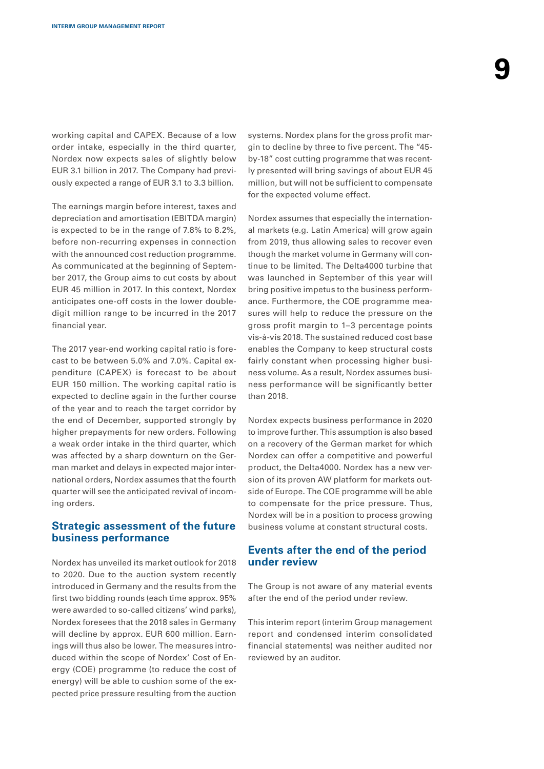working capital and CAPEX. Because of a low order intake, especially in the third quarter, Nordex now expects sales of slightly below EUR 3.1 billion in 2017. The Company had previously expected a range of EUR 3.1 to 3.3 billion.

The earnings margin before interest, taxes and depreciation and amortisation (EBITDA margin) is expected to be in the range of 7.8% to 8.2%, before non-recurring expenses in connection with the announced cost reduction programme. As communicated at the beginning of September 2017, the Group aims to cut costs by about EUR 45 million in 2017. In this context, Nordex anticipates one-off costs in the lower double-digit million range to be incurred in the 2017 financial year.

The 2017 year-end working capital ratio is forecast to be between 5.0% and 7.0%. Capital expenditure (CAPEX) is forecast to be about EUR 150 million. The working capital ratio is expected to decline again in the further course of the year and to reach the target corridor by the end of December, supported strongly by higher prepayments for new orders. Following a weak order intake in the third quarter, which was affected by a sharp downturn on the German market and delays in expected major international orders, Nordex assumes that the fourth quarter will see the anticipated revival of incoming orders.

## Strategic assessment of the future business performance

Nordex has unveiled its market outlook for 2018 to 2020. Due to the auction system recently introduced in Germany and the results from the first two bidding rounds (each time approx. 95% were awarded to so-called citizens' wind parks), Nordex foresees that the 2018 sales in Germany will decline by approx. EUR 600 million. Earnings will thus also be lower. The measures introduced within the scope of Nordex' Cost of Energy (COE) programme (to reduce the cost of energy) will be able to cushion some of the expected price pressure resulting from the auction systems. Nordex plans for the gross profit margin to decline by three to five percent. The "45-by-18" cost cutting programme that was recently presented will bring savings of about EUR 45 million, but will not be sufficient to compensate for the expected volume effect.

Nordex assumes that especially the international markets (e.g. Latin America) will grow again from 2019, thus allowing sales to recover even though the market volume in Germany will continue to be limited. The Delta4000 turbine that was launched in September of this year will bring positive impetus to the business performance. Furthermore, the COE programme measures will help to reduce the pressure on the gross profit margin to 1–3 percentage points vis-à-vis 2018. The sustained reduced cost base enables the Company to keep structural costs fairly constant when processing higher business volume. As a result, Nordex assumes business performance will be significantly better than 2018.

Nordex expects business performance in 2020 to improve further. This assumption is also based on a recovery of the German market for which Nordex can offer a competitive and powerful product, the Delta4000. Nordex has a new version of its proven AW platform for markets outside of Europe. The COE programme will be able to compensate for the price pressure. Thus, Nordex will be in a position to process growing business volume at constant structural costs.

## Events after the end of the period under review

The Group is not aware of any material events after the end of the period under review.

This interim report (interim Group management report and condensed interim consolidated financial statements) was neither audited nor reviewed by an auditor.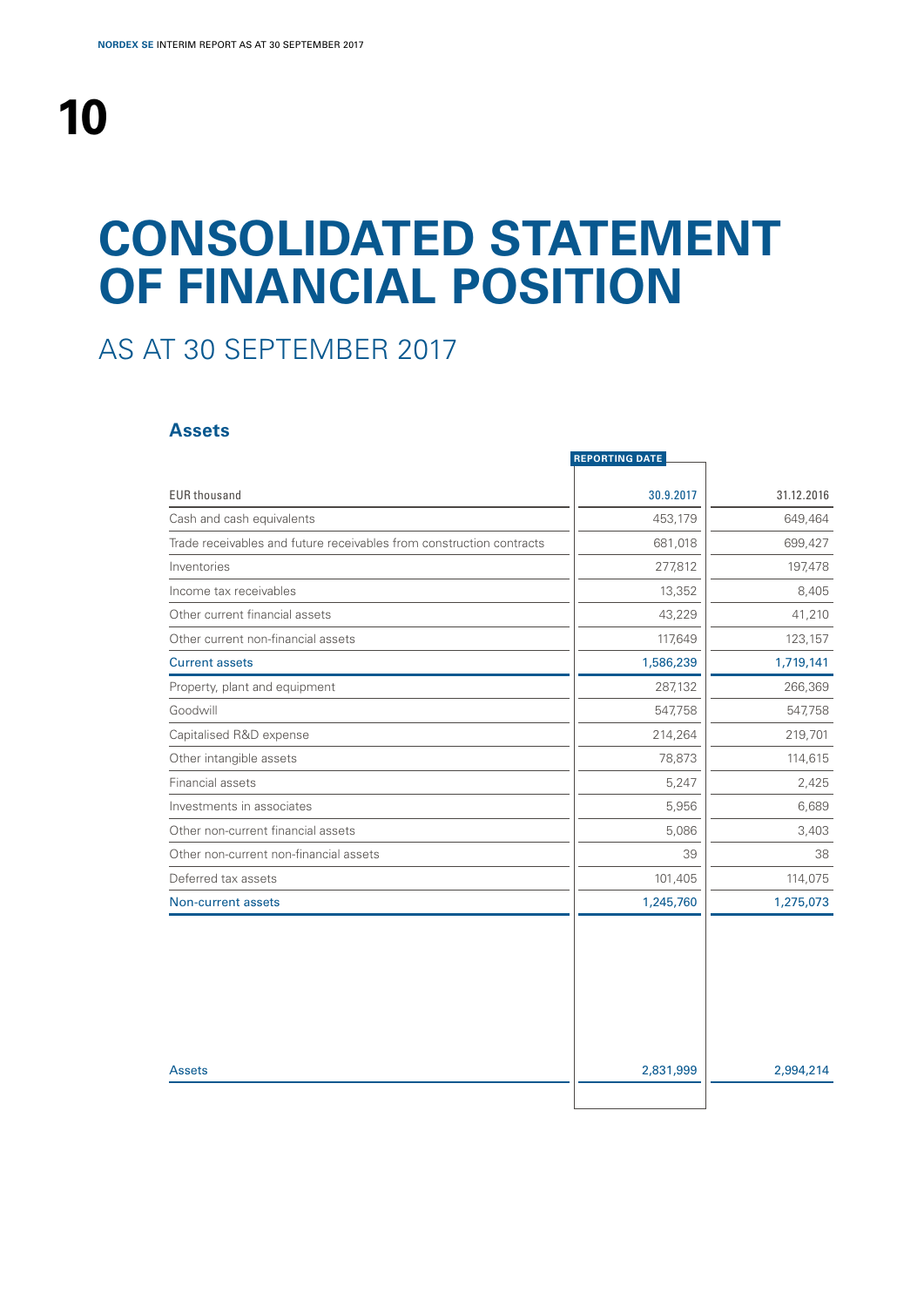# CONSOLIDATED STATEMENT OF FINANCIAL POSITION

## AS AT 30 SEPTEMBER 2017

### Assets

| EUR thousand | REPORTING DATE 30.9.2017 | 31.12.2016 |
|---|---|---|
| Cash and cash equivalents | 453,179 | 649,464 |
| Trade receivables and future receivables from construction contracts | 681,018 | 699,427 |
| Inventories | 277,812 | 197,478 |
| Income tax receivables | 13,352 | 8,405 |
| Other current financial assets | 43,229 | 41,210 |
| Other current non-financial assets | 117,649 | 123,157 |
| **Current assets** | **1,586,239** | **1,719,141** |
| Property, plant and equipment | 287,132 | 266,369 |
| Goodwill | 547,758 | 547,758 |
| Capitalised R&D expense | 214,264 | 219,701 |
| Other intangible assets | 78,873 | 114,615 |
| Financial assets | 5,247 | 2,425 |
| Investments in associates | 5,956 | 6,689 |
| Other non-current financial assets | 5,086 | 3,403 |
| Other non-current non-financial assets | 39 | 38 |
| Deferred tax assets | 101,405 | 114,075 |
| **Non-current assets** | **1,245,760** | **1,275,073** |
| **Assets** | **2,831,999** | **2,994,214** |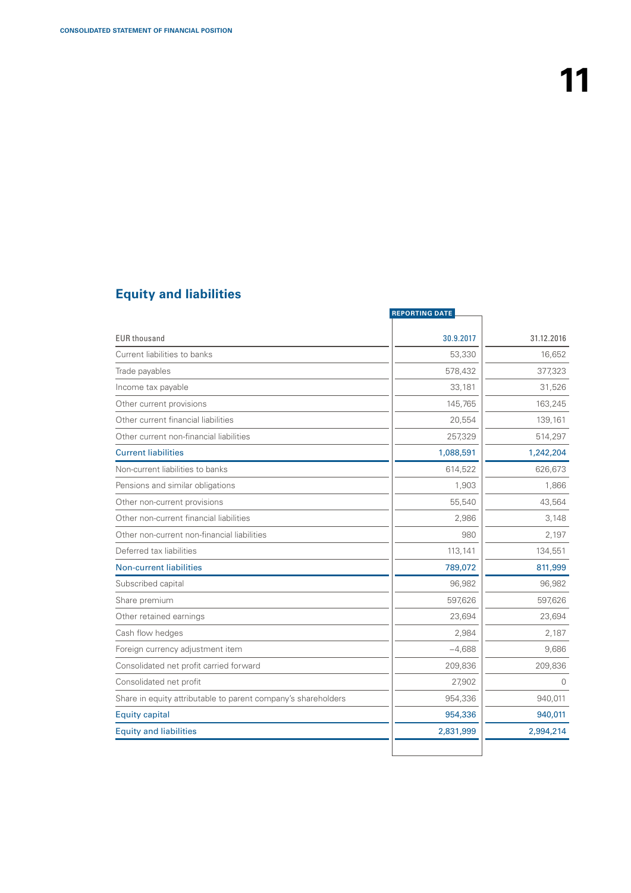## Equity and liabilities

| EUR thousand | REPORTING DATE 30.9.2017 | 31.12.2016 |
|---|---|---|
| Current liabilities to banks | 53,330 | 16,652 |
| Trade payables | 578,432 | 377,323 |
| Income tax payable | 33,181 | 31,526 |
| Other current provisions | 145,765 | 163,245 |
| Other current financial liabilities | 20,554 | 139,161 |
| Other current non-financial liabilities | 257,329 | 514,297 |
| Current liabilities | 1,088,591 | 1,242,204 |
| Non-current liabilities to banks | 614,522 | 626,673 |
| Pensions and similar obligations | 1,903 | 1,866 |
| Other non-current provisions | 55,540 | 43,564 |
| Other non-current financial liabilities | 2,986 | 3,148 |
| Other non-current non-financial liabilities | 980 | 2,197 |
| Deferred tax liabilities | 113,141 | 134,551 |
| Non-current liabilities | 789,072 | 811,999 |
| Subscribed capital | 96,982 | 96,982 |
| Share premium | 597,626 | 597,626 |
| Other retained earnings | 23,694 | 23,694 |
| Cash flow hedges | 2,984 | 2,187 |
| Foreign currency adjustment item | −4,688 | 9,686 |
| Consolidated net profit carried forward | 209,836 | 209,836 |
| Consolidated net profit | 27,902 | 0 |
| Share in equity attributable to parent company's shareholders | 954,336 | 940,011 |
| Equity capital | 954,336 | 940,011 |
| Equity and liabilities | 2,831,999 | 2,994,214 |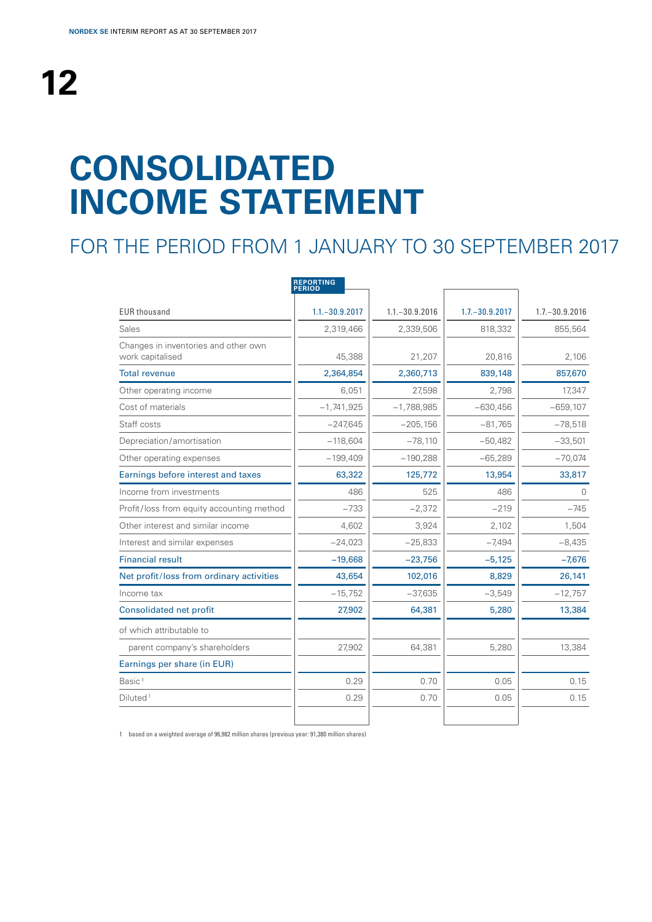# CONSOLIDATED INCOME STATEMENT

## FOR THE PERIOD FROM 1 JANUARY TO 30 SEPTEMBER 2017

| EUR thousand | REPORTING PERIOD 1.1.–30.9.2017 | 1.1.–30.9.2016 | 1.7.–30.9.2017 | 1.7.–30.9.2016 |
|---|---|---|---|---|
| Sales | 2,319,466 | 2,339,506 | 818,332 | 855,564 |
| Changes in inventories and other own work capitalised | 45,388 | 21,207 | 20,816 | 2,106 |
| Total revenue | 2,364,854 | 2,360,713 | 839,148 | 857,670 |
| Other operating income | 6,051 | 27,598 | 2,798 | 17,347 |
| Cost of materials | −1,741,925 | −1,788,985 | −630,456 | −659,107 |
| Staff costs | −247,645 | −205,156 | −81,765 | −78,518 |
| Depreciation/amortisation | −118,604 | −78,110 | −50,482 | −33,501 |
| Other operating expenses | −199,409 | −190,288 | −65,289 | −70,074 |
| Earnings before interest and taxes | 63,322 | 125,772 | 13,954 | 33,817 |
| Income from investments | 486 | 525 | 486 | 0 |
| Profit/loss from equity accounting method | −733 | −2,372 | −219 | −745 |
| Other interest and similar income | 4,602 | 3,924 | 2,102 | 1,504 |
| Interest and similar expenses | −24,023 | −25,833 | −7,494 | −8,435 |
| Financial result | −19,668 | −23,756 | −5,125 | −7,676 |
| Net profit/loss from ordinary activities | 43,654 | 102,016 | 8,829 | 26,141 |
| Income tax | −15,752 | −37,635 | −3,549 | −12,757 |
| Consolidated net profit | 27,902 | 64,381 | 5,280 | 13,384 |
| of which attributable to | | | | |
| parent company's shareholders | 27,902 | 64,381 | 5,280 | 13,384 |
| Earnings per share (in EUR) | | | | |
| Basic [1] | 0.29 | 0.70 | 0.05 | 0.15 |
| Diluted [1] | 0.29 | 0.70 | 0.05 | 0.15 |

1 based on a weighted average of 96,982 million shares (previous year: 91,380 million shares)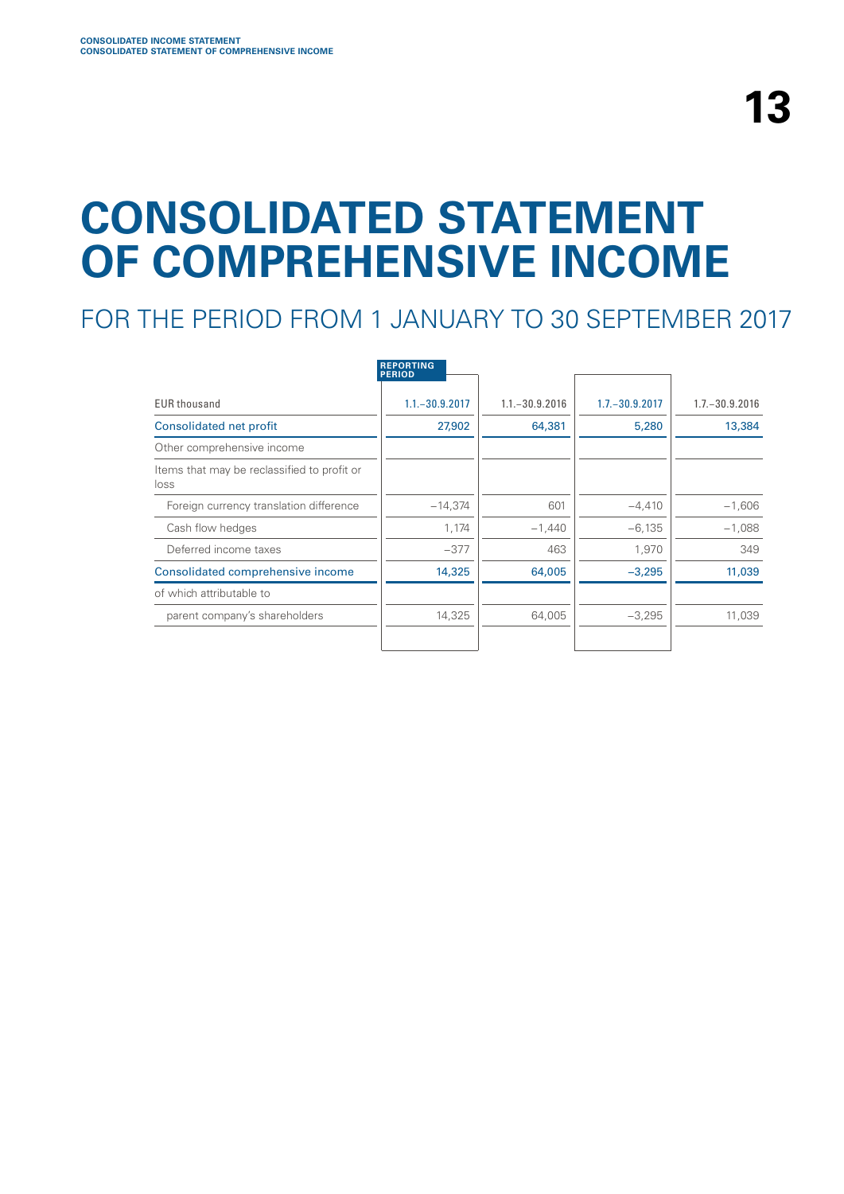# CONSOLIDATED STATEMENT OF COMPREHENSIVE INCOME

## FOR THE PERIOD FROM 1 JANUARY TO 30 SEPTEMBER 2017

| EUR thousand | REPORTING PERIOD 1.1.–30.9.2017 | 1.1.–30.9.2016 | 1.7.–30.9.2017 | 1.7.–30.9.2016 |
|---|---|---|---|---|
| Consolidated net profit | 27,902 | 64,381 | 5,280 | 13,384 |
| Other comprehensive income | | | | |
| Items that may be reclassified to profit or loss | | | | |
| Foreign currency translation difference | −14,374 | 601 | −4,410 | −1,606 |
| Cash flow hedges | 1,174 | −1,440 | −6,135 | −1,088 |
| Deferred income taxes | −377 | 463 | 1,970 | 349 |
| Consolidated comprehensive income | 14,325 | 64,005 | −3,295 | 11,039 |
| of which attributable to | | | | |
| parent company's shareholders | 14,325 | 64,005 | −3,295 | 11,039 |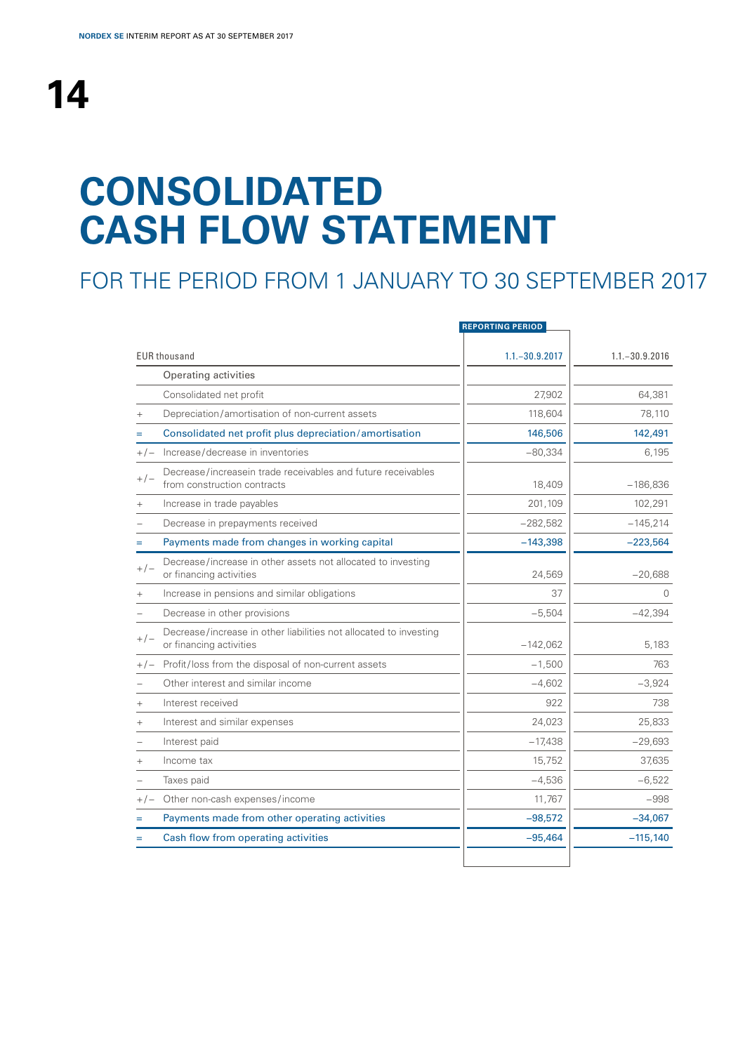# CONSOLIDATED CASH FLOW STATEMENT

## FOR THE PERIOD FROM 1 JANUARY TO 30 SEPTEMBER 2017

| | EUR thousand | REPORTING PERIOD 1.1.–30.9.2017 | 1.1.–30.9.2016 |
|---|---|---|---|
| | Operating activities | | |
| | Consolidated net profit | 27,902 | 64,381 |
| + | Depreciation/amortisation of non-current assets | 118,604 | 78,110 |
| = | Consolidated net profit plus depreciation/amortisation | 146,506 | 142,491 |
| +/− | Increase/decrease in inventories | −80,334 | 6,195 |
| +/− | Decrease/increasein trade receivables and future receivables from construction contracts | 18,409 | −186,836 |
| + | Increase in trade payables | 201,109 | 102,291 |
| − | Decrease in prepayments received | −282,582 | −145,214 |
| = | Payments made from changes in working capital | −143,398 | −223,564 |
| +/− | Decrease/increase in other assets not allocated to investing or financing activities | 24,569 | −20,688 |
| + | Increase in pensions and similar obligations | 37 | 0 |
| − | Decrease in other provisions | −5,504 | −42,394 |
| +/− | Decrease/increase in other liabilities not allocated to investing or financing activities | −142,062 | 5,183 |
| +/− | Profit/loss from the disposal of non-current assets | −1,500 | 763 |
| − | Other interest and similar income | −4,602 | −3,924 |
| + | Interest received | 922 | 738 |
| + | Interest and similar expenses | 24,023 | 25,833 |
| − | Interest paid | −17,438 | −29,693 |
| + | Income tax | 15,752 | 37,635 |
| − | Taxes paid | −4,536 | −6,522 |
| +/− | Other non-cash expenses/income | 11,767 | −998 |
| = | Payments made from other operating activities | −98,572 | −34,067 |
| = | Cash flow from operating activities | −95,464 | −115,140 |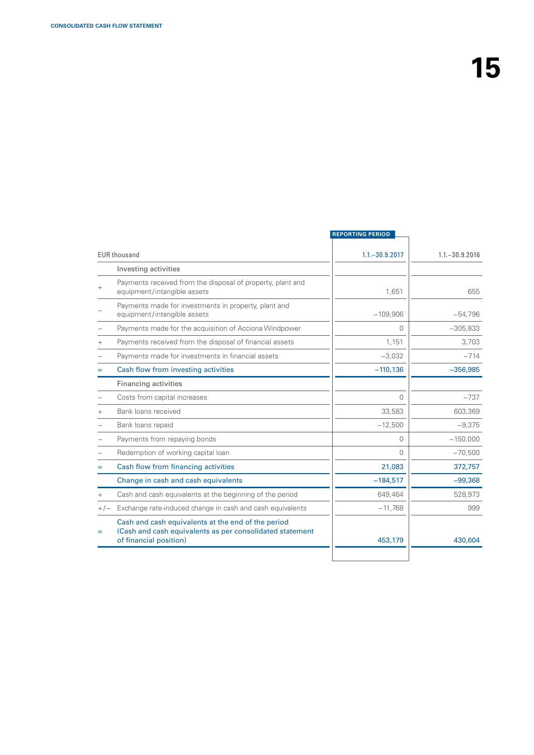| | EUR thousand | REPORTING PERIOD<br>1.1.–30.9.2017 | 1.1.–30.9.2016 |
|---|---|---|---|
| | Investing activities | | |
| + | Payments received from the disposal of property, plant and equipment/intangible assets | 1,651 | 655 |
| – | Payments made for investments in property, plant and equipment/intangible assets | –109,906 | –54,796 |
| – | Payments made for the acquisition of Acciona Windpower | 0 | –305,833 |
| + | Payments received from the disposal of financial assets | 1,151 | 3,703 |
| – | Payments made for investments in financial assets | –3,032 | –714 |
| = | Cash flow from investing activities | –110,136 | –356,985 |
| | Financing activities | | |
| – | Costs from capital increases | 0 | –737 |
| + | Bank loans received | 33,583 | 603,369 |
| – | Bank loans repaid | –12,500 | –9,375 |
| – | Payments from repaying bonds | 0 | –150,000 |
| – | Redemption of working capital loan | 0 | –70,500 |
| = | Cash flow from financing activities | 21,083 | 372,757 |
| | Change in cash and cash equivalents | –184,517 | –99,368 |
| + | Cash and cash equivalents at the beginning of the period | 649,464 | 528,973 |
| +/– | Exchange rate-induced change in cash and cash equivalents | –11,768 | 999 |
| = | Cash and cash equivalents at the end of the period (Cash and cash equivalents as per consolidated statement of financial position) | 453,179 | 430,604 |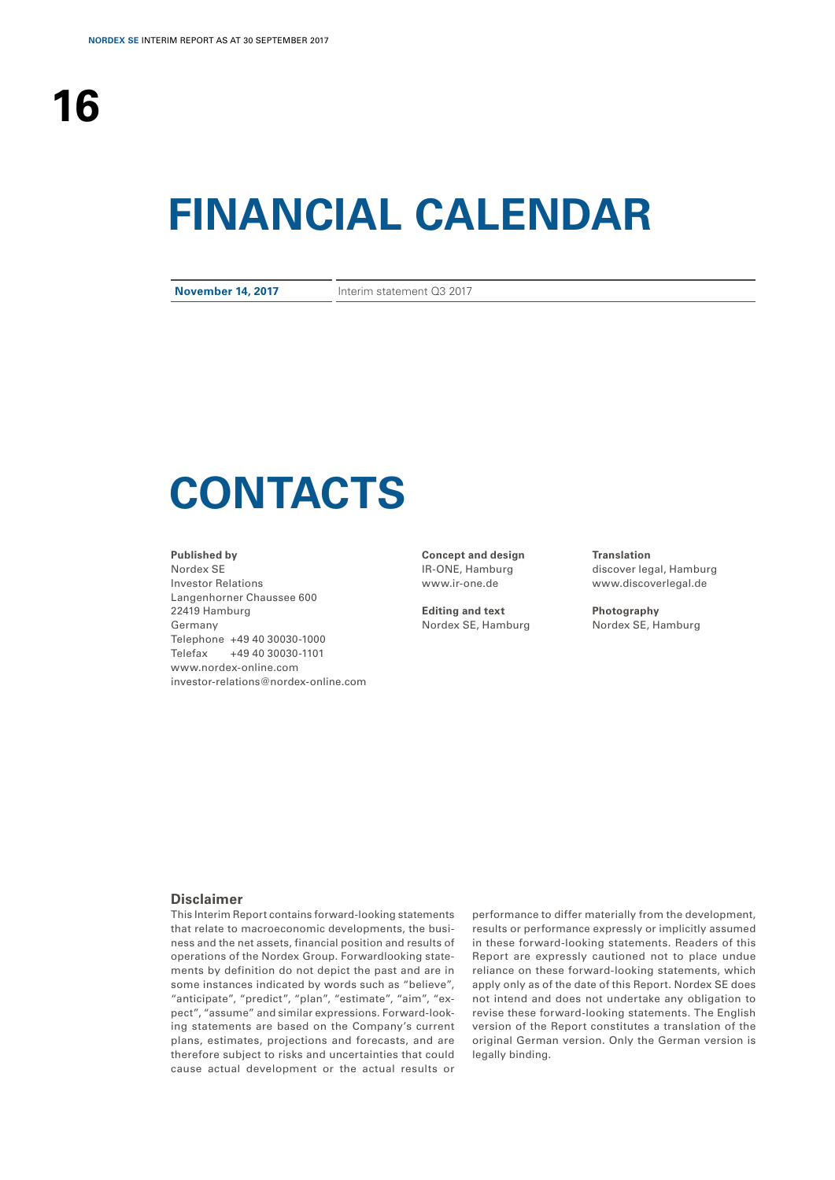# FINANCIAL CALENDAR

| | |
|---|---|
| **November 14, 2017** | Interim statement Q3 2017 |

# CONTACTS

**Published by**
Nordex SE
Investor Relations
Langenhorner Chaussee 600
22419 Hamburg
Germany
Telephone +49 40 30030-1000
Telefax +49 40 30030-1101
www.nordex-online.com
investor-relations@nordex-online.com

**Concept and design**
IR-ONE, Hamburg
www.ir-one.de

**Editing and text**
Nordex SE, Hamburg

**Translation**
discover legal, Hamburg
www.discoverlegal.de

**Photography**
Nordex SE, Hamburg

### Disclaimer

This Interim Report contains forward-looking statements that relate to macroeconomic developments, the business and the net assets, financial position and results of operations of the Nordex Group. Forwardlooking statements by definition do not depict the past and are in some instances indicated by words such as "believe", "anticipate", "predict", "plan", "estimate", "aim", "expect", "assume" and similar expressions. Forward-looking statements are based on the Company's current plans, estimates, projections and forecasts, and are therefore subject to risks and uncertainties that could cause actual development or the actual results or performance to differ materially from the development, results or performance expressly or implicitly assumed in these forward-looking statements. Readers of this Report are expressly cautioned not to place undue reliance on these forward-looking statements, which apply only as of the date of this Report. Nordex SE does not intend and does not undertake any obligation to revise these forward-looking statements. The English version of the Report constitutes a translation of the original German version. Only the German version is legally binding.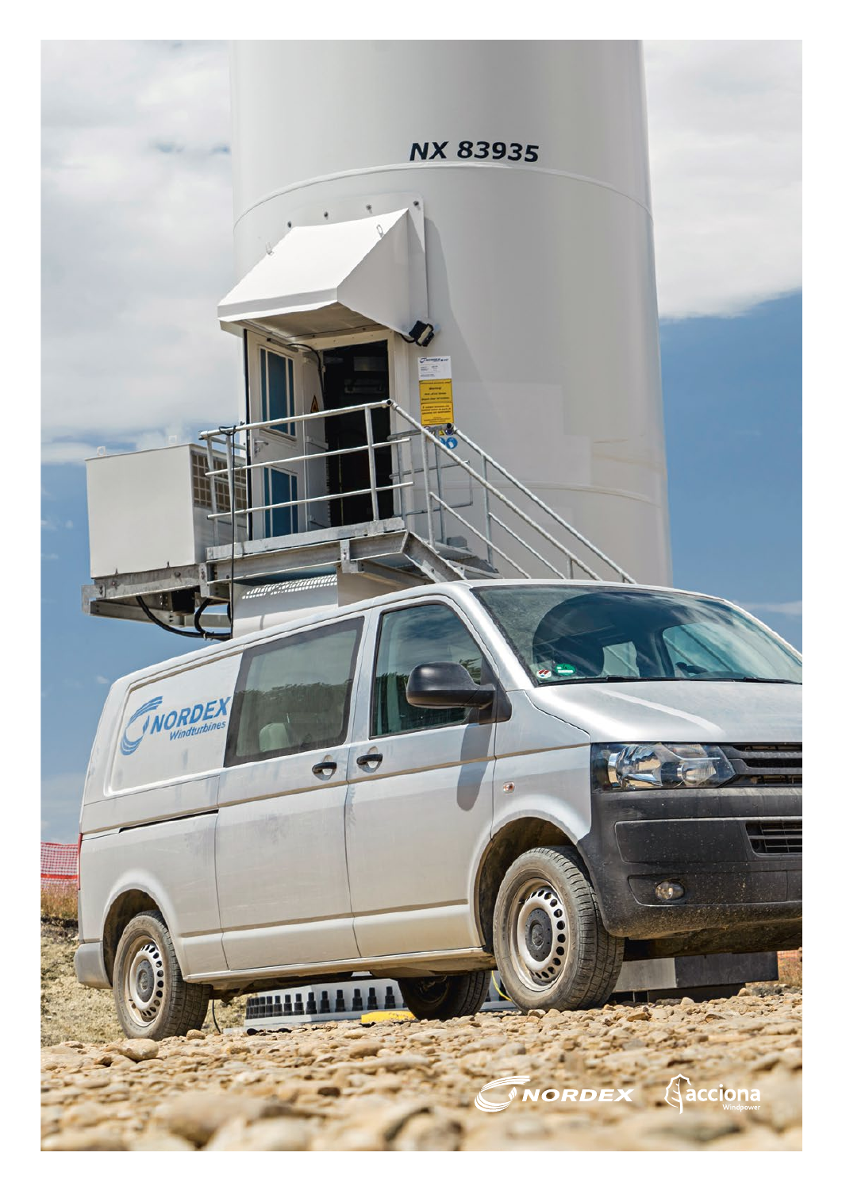NORDEX acciona Windpower